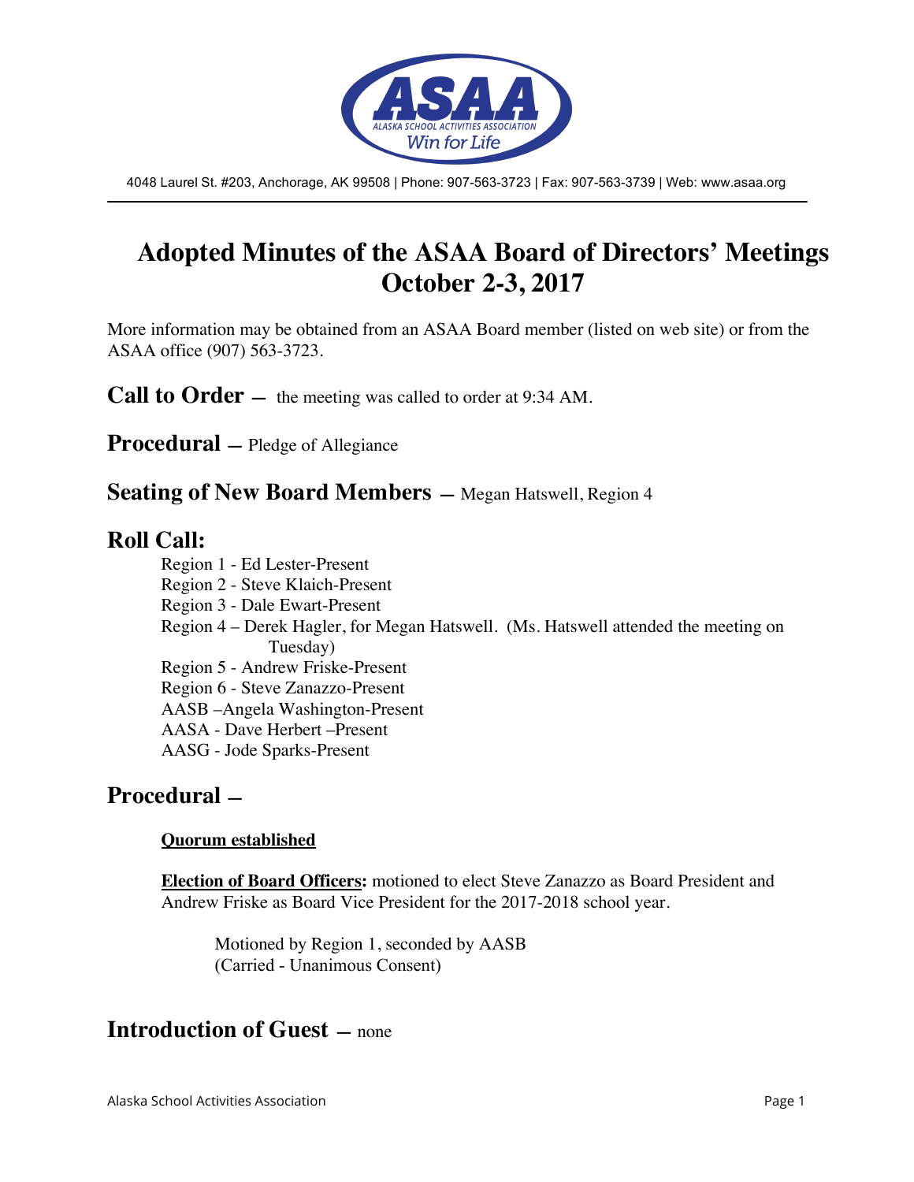4048 Laurel St. #203, Anchorage, AK 99508 | Phone: 907-563-3723 | Fax: 907-563-3739 | Web: www.asaa.org

# Adopted Minutes of the ASAA Board of Directors' Meetings October 2-3, 2017

More information may be obtained from an ASAA Board member (listed on web site) or from the ASAA office (907) 563-3723.

## Call to Order — the meeting was called to order at 9:34 AM.

## Procedural — Pledge of Allegiance

## Seating of New Board Members — Megan Hatswell, Region 4

## Roll Call:

- Region 1 - Ed Lester-Present
- Region 2 - Steve Klaich-Present
- Region 3 - Dale Ewart-Present
- Region 4 – Derek Hagler, for Megan Hatswell. (Ms. Hatswell attended the meeting on Tuesday)
- Region 5 - Andrew Friske-Present
- Region 6 - Steve Zanazzo-Present
- AASB –Angela Washington-Present
- AASA - Dave Herbert –Present
- AASG - Jode Sparks-Present

## Procedural —

**Quorum established**

**Election of Board Officers:** motioned to elect Steve Zanazzo as Board President and Andrew Friske as Board Vice President for the 2017-2018 school year.

> Motioned by Region 1, seconded by AASB
> (Carried - Unanimous Consent)

## Introduction of Guest — none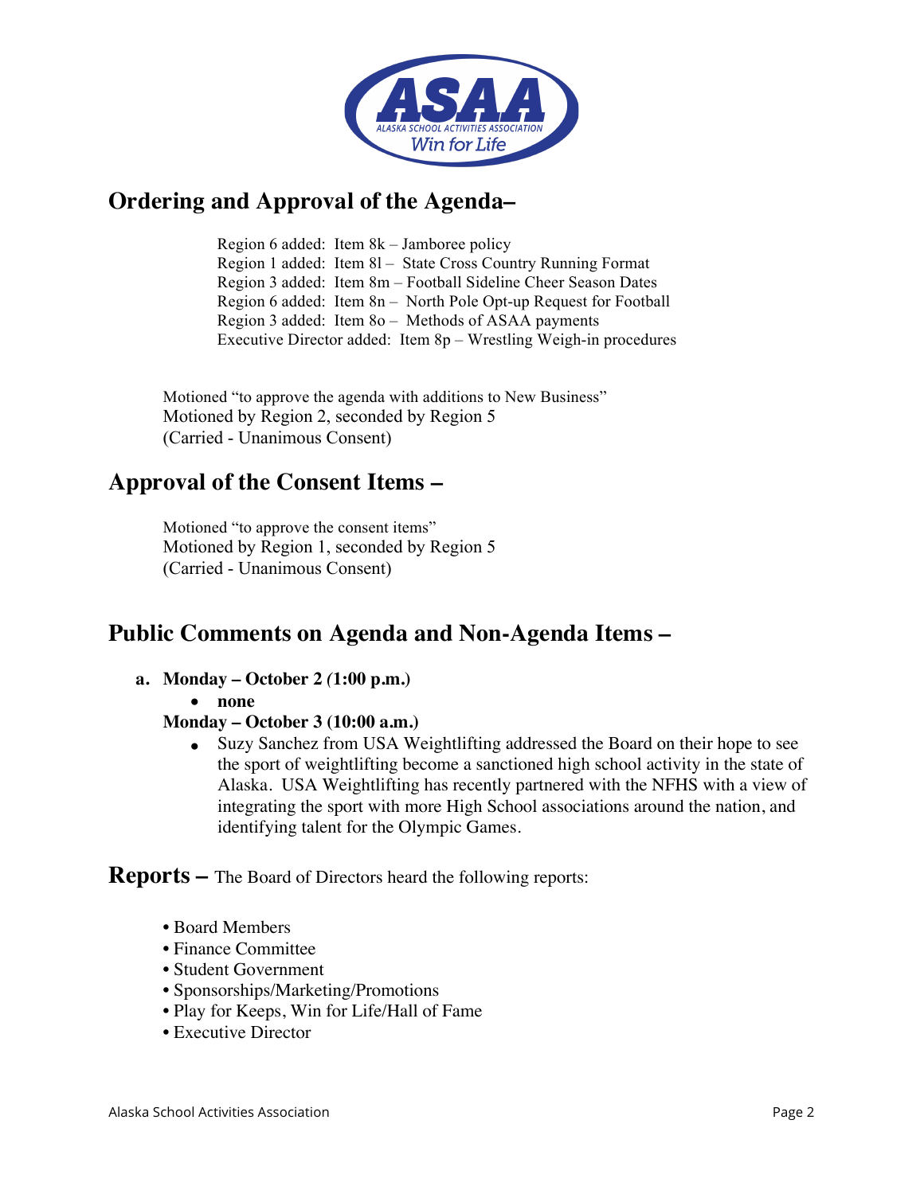## Ordering and Approval of the Agenda–

Region 6 added: Item 8k – Jamboree policy
Region 1 added: Item 8l – State Cross Country Running Format
Region 3 added: Item 8m – Football Sideline Cheer Season Dates
Region 6 added: Item 8n – North Pole Opt-up Request for Football
Region 3 added: Item 8o – Methods of ASAA payments
Executive Director added: Item 8p – Wrestling Weigh-in procedures

Motioned "to approve the agenda with additions to New Business"
Motioned by Region 2, seconded by Region 5
(Carried - Unanimous Consent)

## Approval of the Consent Items –

Motioned "to approve the consent items"
Motioned by Region 1, seconded by Region 5
(Carried - Unanimous Consent)

## Public Comments on Agenda and Non-Agenda Items –

a. **Monday – October 2 (1:00 p.m.)**
   - **none**

   **Monday – October 3 (10:00 a.m.)**
   - Suzy Sanchez from USA Weightlifting addressed the Board on their hope to see the sport of weightlifting become a sanctioned high school activity in the state of Alaska. USA Weightlifting has recently partnered with the NFHS with a view of integrating the sport with more High School associations around the nation, and identifying talent for the Olympic Games.

## Reports – The Board of Directors heard the following reports:

- Board Members
- Finance Committee
- Student Government
- Sponsorships/Marketing/Promotions
- Play for Keeps, Win for Life/Hall of Fame
- Executive Director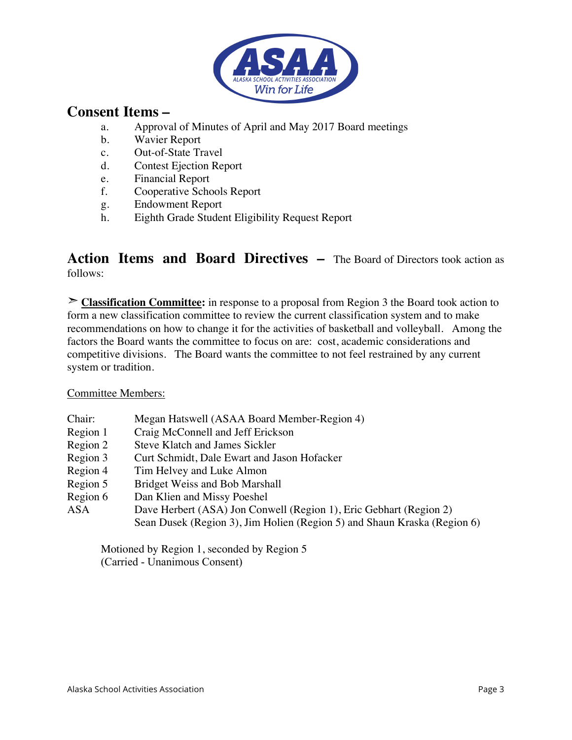## Consent Items –

a. Approval of Minutes of April and May 2017 Board meetings
b. Wavier Report
c. Out-of-State Travel
d. Contest Ejection Report
e. Financial Report
f. Cooperative Schools Report
g. Endowment Report
h. Eighth Grade Student Eligibility Request Report

## Action Items and Board Directives – The Board of Directors took action as follows:

➢ **Classification Committee:** in response to a proposal from Region 3 the Board took action to form a new classification committee to review the current classification system and to make recommendations on how to change it for the activities of basketball and volleyball. Among the factors the Board wants the committee to focus on are: cost, academic considerations and competitive divisions. The Board wants the committee to not feel restrained by any current system or tradition.

Committee Members:

| | |
|---|---|
| Chair: | Megan Hatswell (ASAA Board Member-Region 4) |
| Region 1 | Craig McConnell and Jeff Erickson |
| Region 2 | Steve Klatch and James Sickler |
| Region 3 | Curt Schmidt, Dale Ewart and Jason Hofacker |
| Region 4 | Tim Helvey and Luke Almon |
| Region 5 | Bridget Weiss and Bob Marshall |
| Region 6 | Dan Klien and Missy Poeshel |
| ASA | Dave Herbert (ASA) Jon Conwell (Region 1), Eric Gebhart (Region 2) Sean Dusek (Region 3), Jim Holien (Region 5) and Shaun Kraska (Region 6) |

Motioned by Region 1, seconded by Region 5
(Carried - Unanimous Consent)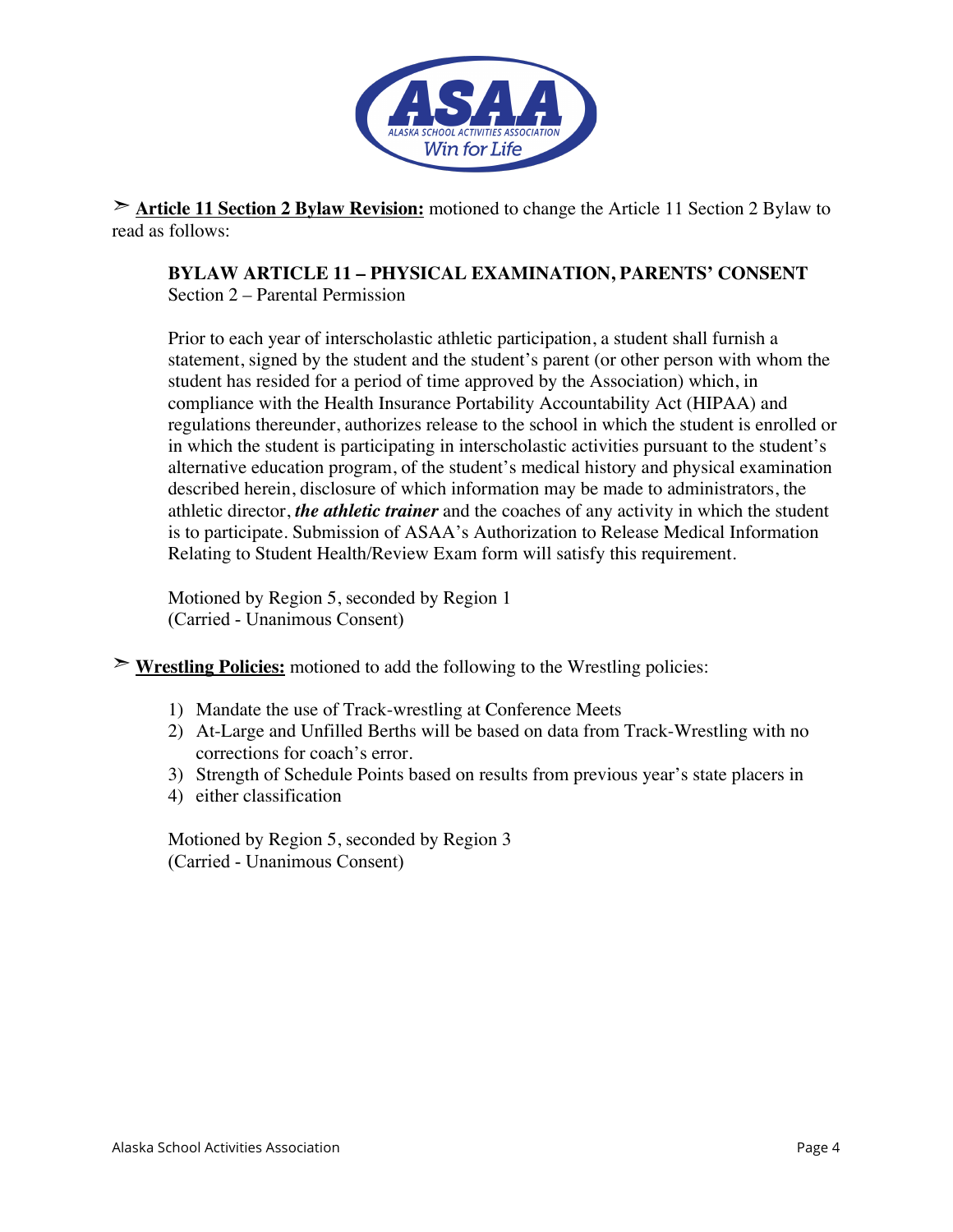➢ **Article 11 Section 2 Bylaw Revision:** motioned to change the Article 11 Section 2 Bylaw to read as follows:

> **BYLAW ARTICLE 11 – PHYSICAL EXAMINATION, PARENTS' CONSENT**
> Section 2 – Parental Permission
>
> Prior to each year of interscholastic athletic participation, a student shall furnish a statement, signed by the student and the student's parent (or other person with whom the student has resided for a period of time approved by the Association) which, in compliance with the Health Insurance Portability Accountability Act (HIPAA) and regulations thereunder, authorizes release to the school in which the student is enrolled or in which the student is participating in interscholastic activities pursuant to the student's alternative education program, of the student's medical history and physical examination described herein, disclosure of which information may be made to administrators, the athletic director, ***the athletic trainer*** and the coaches of any activity in which the student is to participate. Submission of ASAA's Authorization to Release Medical Information Relating to Student Health/Review Exam form will satisfy this requirement.
>
> Motioned by Region 5, seconded by Region 1
> (Carried - Unanimous Consent)

➢ **Wrestling Policies:** motioned to add the following to the Wrestling policies:

1) Mandate the use of Track-wrestling at Conference Meets
2) At-Large and Unfilled Berths will be based on data from Track-Wrestling with no corrections for coach's error.
3) Strength of Schedule Points based on results from previous year's state placers in
4) either classification

Motioned by Region 5, seconded by Region 3
(Carried - Unanimous Consent)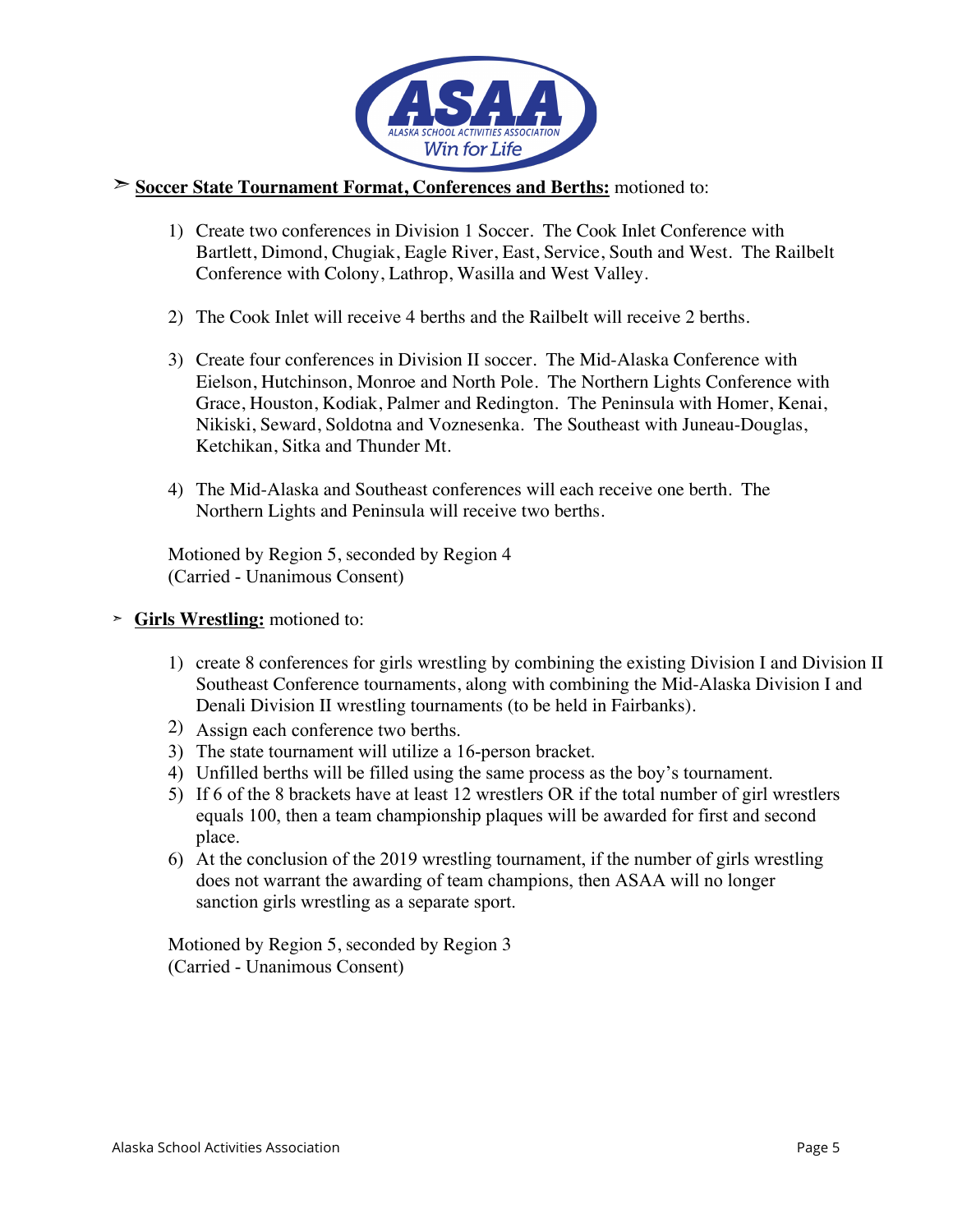➢ **Soccer State Tournament Format, Conferences and Berths:** motioned to:

1) Create two conferences in Division 1 Soccer. The Cook Inlet Conference with Bartlett, Dimond, Chugiak, Eagle River, East, Service, South and West. The Railbelt Conference with Colony, Lathrop, Wasilla and West Valley.

2) The Cook Inlet will receive 4 berths and the Railbelt will receive 2 berths.

3) Create four conferences in Division II soccer. The Mid-Alaska Conference with Eielson, Hutchinson, Monroe and North Pole. The Northern Lights Conference with Grace, Houston, Kodiak, Palmer and Redington. The Peninsula with Homer, Kenai, Nikiski, Seward, Soldotna and Voznesenka. The Southeast with Juneau-Douglas, Ketchikan, Sitka and Thunder Mt.

4) The Mid-Alaska and Southeast conferences will each receive one berth. The Northern Lights and Peninsula will receive two berths.

Motioned by Region 5, seconded by Region 4
(Carried - Unanimous Consent)

➢ **Girls Wrestling:** motioned to:

1) create 8 conferences for girls wrestling by combining the existing Division I and Division II Southeast Conference tournaments, along with combining the Mid-Alaska Division I and Denali Division II wrestling tournaments (to be held in Fairbanks).
2) Assign each conference two berths.
3) The state tournament will utilize a 16-person bracket.
4) Unfilled berths will be filled using the same process as the boy's tournament.
5) If 6 of the 8 brackets have at least 12 wrestlers OR if the total number of girl wrestlers equals 100, then a team championship plaques will be awarded for first and second place.
6) At the conclusion of the 2019 wrestling tournament, if the number of girls wrestling does not warrant the awarding of team champions, then ASAA will no longer sanction girls wrestling as a separate sport.

Motioned by Region 5, seconded by Region 3
(Carried - Unanimous Consent)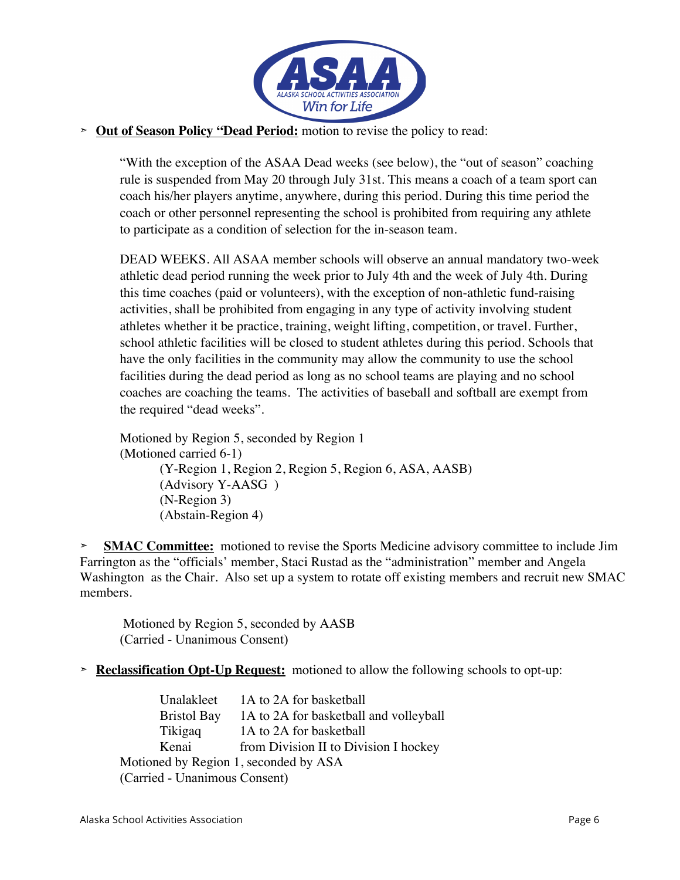- **Out of Season Policy "Dead Period:** motion to revise the policy to read:

  "With the exception of the ASAA Dead weeks (see below), the "out of season" coaching rule is suspended from May 20 through July 31st. This means a coach of a team sport can coach his/her players anytime, anywhere, during this period. During this time period the coach or other personnel representing the school is prohibited from requiring any athlete to participate as a condition of selection for the in-season team.

  DEAD WEEKS. All ASAA member schools will observe an annual mandatory two-week athletic dead period running the week prior to July 4th and the week of July 4th. During this time coaches (paid or volunteers), with the exception of non-athletic fund-raising activities, shall be prohibited from engaging in any type of activity involving student athletes whether it be practice, training, weight lifting, competition, or travel. Further, school athletic facilities will be closed to student athletes during this period. Schools that have the only facilities in the community may allow the community to use the school facilities during the dead period as long as no school teams are playing and no school coaches are coaching the teams. The activities of baseball and softball are exempt from the required "dead weeks".

  Motioned by Region 5, seconded by Region 1
  (Motioned carried 6-1)
  (Y-Region 1, Region 2, Region 5, Region 6, ASA, AASB)
  (Advisory Y-AASG )
  (N-Region 3)
  (Abstain-Region 4)

- **SMAC Committee:** motioned to revise the Sports Medicine advisory committee to include Jim Farrington as the "officials' member, Staci Rustad as the "administration" member and Angela Washington as the Chair. Also set up a system to rotate off existing members and recruit new SMAC members.

  Motioned by Region 5, seconded by AASB
  (Carried - Unanimous Consent)

- **Reclassification Opt-Up Request:** motioned to allow the following schools to opt-up:

  Unalakleet 1A to 2A for basketball
  Bristol Bay 1A to 2A for basketball and volleyball
  Tikigaq 1A to 2A for basketball
  Kenai from Division II to Division I hockey

  Motioned by Region 1, seconded by ASA
  (Carried - Unanimous Consent)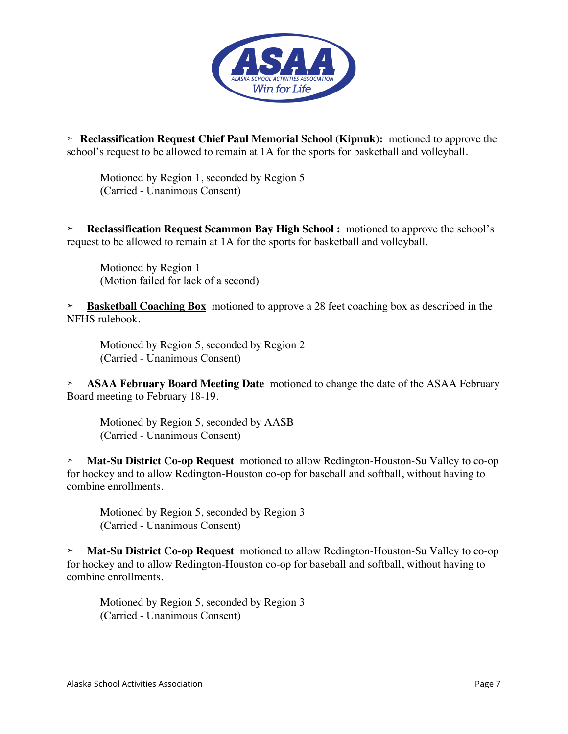- **Reclassification Request Chief Paul Memorial School (Kipnuk):** motioned to approve the school's request to be allowed to remain at 1A for the sports for basketball and volleyball.

  Motioned by Region 1, seconded by Region 5
  (Carried - Unanimous Consent)

- **Reclassification Request Scammon Bay High School :** motioned to approve the school's request to be allowed to remain at 1A for the sports for basketball and volleyball.

  Motioned by Region 1
  (Motion failed for lack of a second)

- **Basketball Coaching Box** motioned to approve a 28 feet coaching box as described in the NFHS rulebook.

  Motioned by Region 5, seconded by Region 2
  (Carried - Unanimous Consent)

- **ASAA February Board Meeting Date** motioned to change the date of the ASAA February Board meeting to February 18-19.

  Motioned by Region 5, seconded by AASB
  (Carried - Unanimous Consent)

- **Mat-Su District Co-op Request** motioned to allow Redington-Houston-Su Valley to co-op for hockey and to allow Redington-Houston co-op for baseball and softball, without having to combine enrollments.

  Motioned by Region 5, seconded by Region 3
  (Carried - Unanimous Consent)

- **Mat-Su District Co-op Request** motioned to allow Redington-Houston-Su Valley to co-op for hockey and to allow Redington-Houston co-op for baseball and softball, without having to combine enrollments.

  Motioned by Region 5, seconded by Region 3
  (Carried - Unanimous Consent)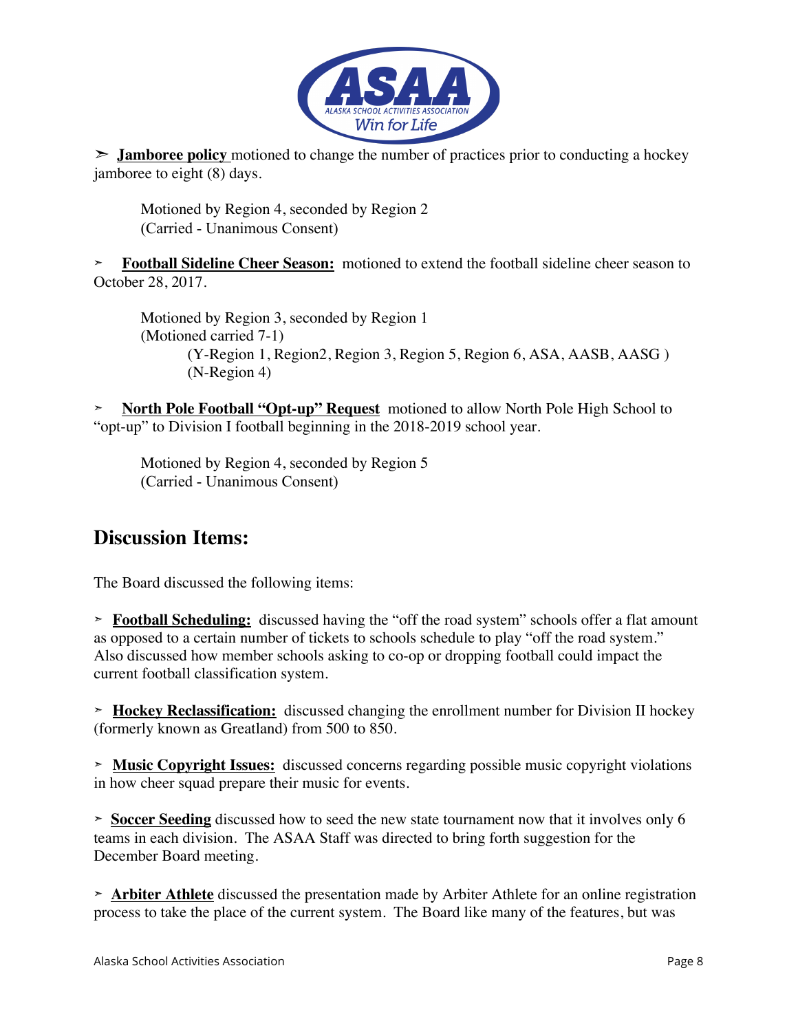➢ **Jamboree policy** motioned to change the number of practices prior to conducting a hockey jamboree to eight (8) days.

Motioned by Region 4, seconded by Region 2
(Carried - Unanimous Consent)

➢ **Football Sideline Cheer Season:** motioned to extend the football sideline cheer season to October 28, 2017.

Motioned by Region 3, seconded by Region 1
(Motioned carried 7-1)
(Y-Region 1, Region2, Region 3, Region 5, Region 6, ASA, AASB, AASG )
(N-Region 4)

➢ **North Pole Football "Opt-up" Request** motioned to allow North Pole High School to "opt-up" to Division I football beginning in the 2018-2019 school year.

Motioned by Region 4, seconded by Region 5
(Carried - Unanimous Consent)

## Discussion Items:

The Board discussed the following items:

➢ **Football Scheduling:** discussed having the "off the road system" schools offer a flat amount as opposed to a certain number of tickets to schools schedule to play "off the road system." Also discussed how member schools asking to co-op or dropping football could impact the current football classification system.

➢ **Hockey Reclassification:** discussed changing the enrollment number for Division II hockey (formerly known as Greatland) from 500 to 850.

➢ **Music Copyright Issues:** discussed concerns regarding possible music copyright violations in how cheer squad prepare their music for events.

➢ **Soccer Seeding** discussed how to seed the new state tournament now that it involves only 6 teams in each division. The ASAA Staff was directed to bring forth suggestion for the December Board meeting.

➢ **Arbiter Athlete** discussed the presentation made by Arbiter Athlete for an online registration process to take the place of the current system. The Board like many of the features, but was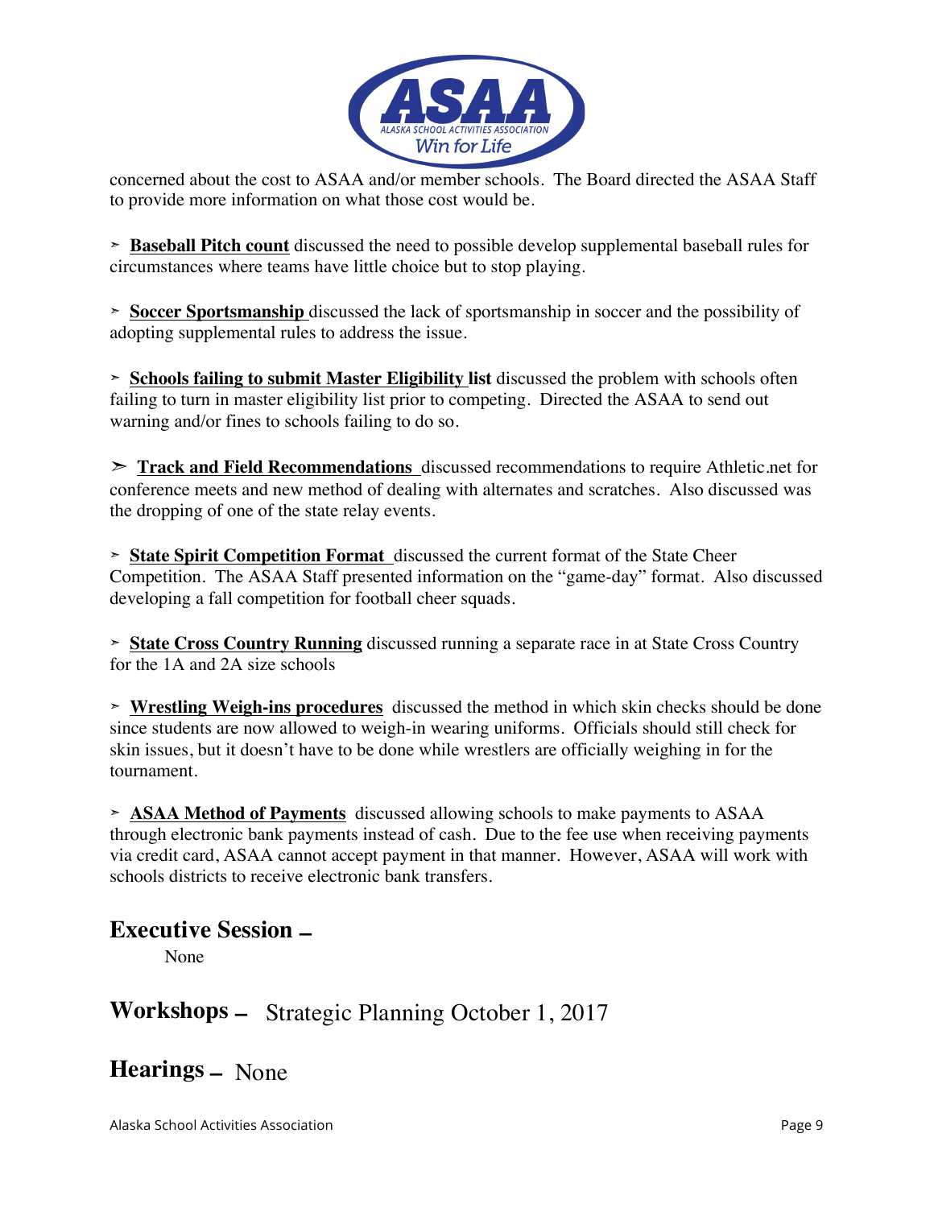concerned about the cost to ASAA and/or member schools. The Board directed the ASAA Staff to provide more information on what those cost would be.

➢ **Baseball Pitch count** discussed the need to possible develop supplemental baseball rules for circumstances where teams have little choice but to stop playing.

➢ **Soccer Sportsmanship** discussed the lack of sportsmanship in soccer and the possibility of adopting supplemental rules to address the issue.

➢ **Schools failing to submit Master Eligibility list** discussed the problem with schools often failing to turn in master eligibility list prior to competing. Directed the ASAA to send out warning and/or fines to schools failing to do so.

➢ **Track and Field Recommendations** discussed recommendations to require Athletic.net for conference meets and new method of dealing with alternates and scratches. Also discussed was the dropping of one of the state relay events.

➢ **State Spirit Competition Format** discussed the current format of the State Cheer Competition. The ASAA Staff presented information on the "game-day" format. Also discussed developing a fall competition for football cheer squads.

➢ **State Cross Country Running** discussed running a separate race in at State Cross Country for the 1A and 2A size schools

➢ **Wrestling Weigh-ins procedures** discussed the method in which skin checks should be done since students are now allowed to weigh-in wearing uniforms. Officials should still check for skin issues, but it doesn't have to be done while wrestlers are officially weighing in for the tournament.

➢ **ASAA Method of Payments** discussed allowing schools to make payments to ASAA through electronic bank payments instead of cash. Due to the fee use when receiving payments via credit card, ASAA cannot accept payment in that manner. However, ASAA will work with schools districts to receive electronic bank transfers.

## Executive Session –

None

## Workshops – Strategic Planning October 1, 2017

## Hearings – None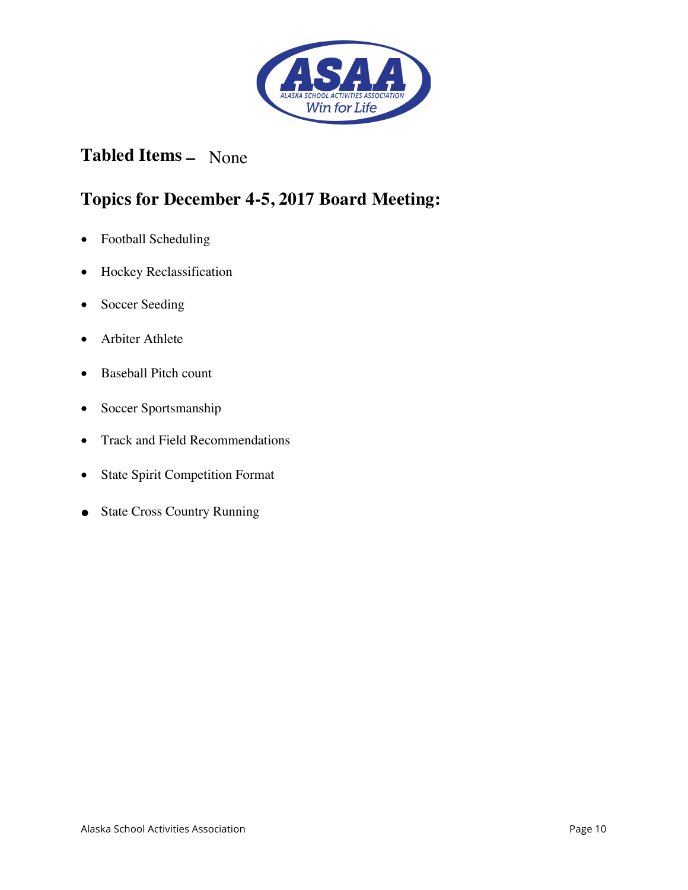**Tabled Items –** None

## Topics for December 4-5, 2017 Board Meeting:

- Football Scheduling
- Hockey Reclassification
- Soccer Seeding
- Arbiter Athlete
- Baseball Pitch count
- Soccer Sportsmanship
- Track and Field Recommendations
- State Spirit Competition Format
- State Cross Country Running